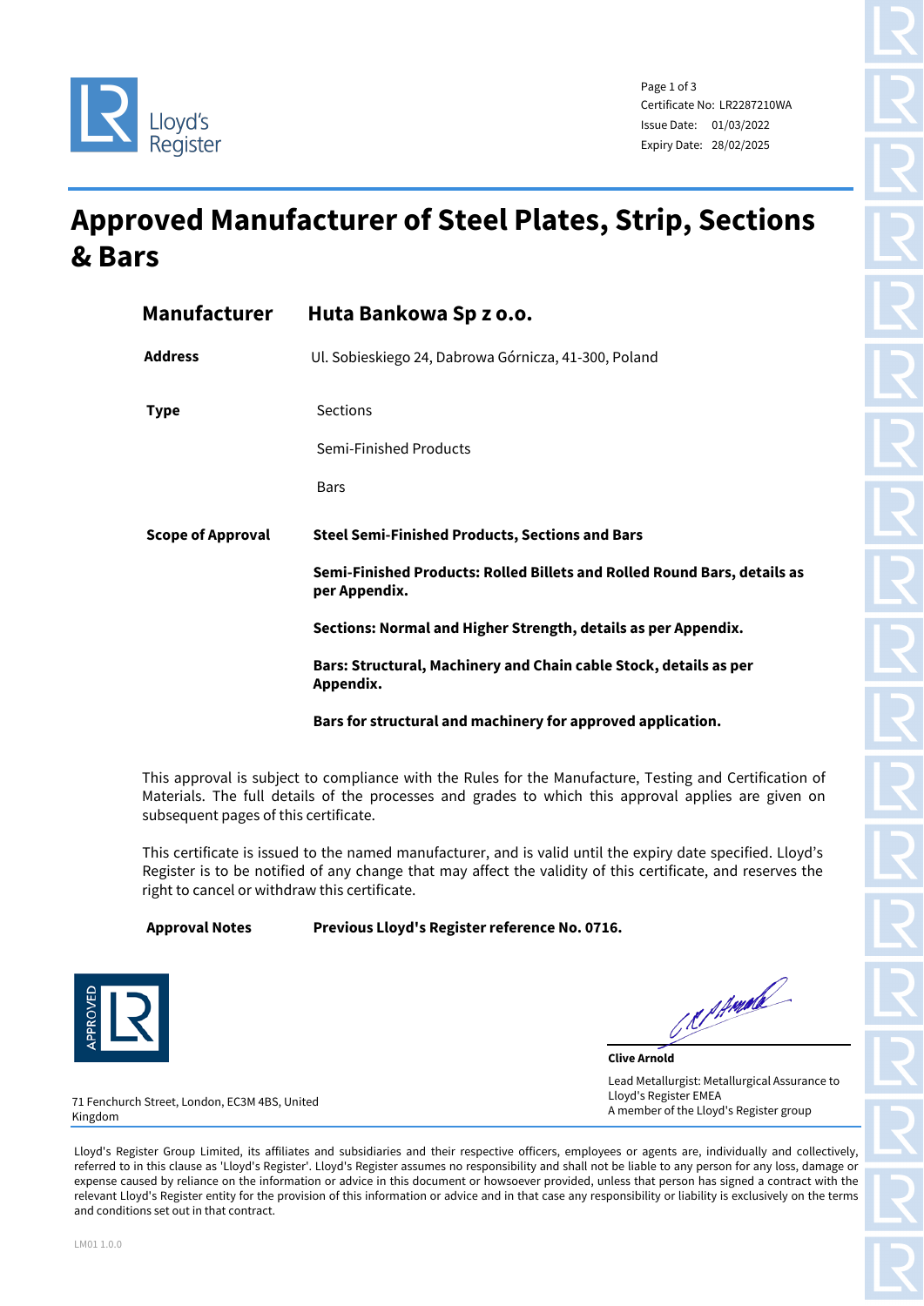Certificate No: LR2287210WA
Issue Date: 01/03/2022
Expiry Date: 28/02/2025

# Approved Manufacturer of Steel Plates, Strip, Sections & Bars

## Manufacturer — Huta Bankowa Sp z o.o.

**Address** Ul. Sobieskiego 24, Dabrowa Górnicza, 41-300, Poland

**Type**

Sections

Semi-Finished Products

Bars

**Scope of Approval**

**Steel Semi-Finished Products, Sections and Bars**

**Semi-Finished Products: Rolled Billets and Rolled Round Bars, details as per Appendix.**

**Sections: Normal and Higher Strength, details as per Appendix.**

**Bars: Structural, Machinery and Chain cable Stock, details as per Appendix.**

**Bars for structural and machinery for approved application.**

This approval is subject to compliance with the Rules for the Manufacture, Testing and Certification of Materials. The full details of the processes and grades to which this approval applies are given on subsequent pages of this certificate.

This certificate is issued to the named manufacturer, and is valid until the expiry date specified. Lloyd's Register is to be notified of any change that may affect the validity of this certificate, and reserves the right to cancel or withdraw this certificate.

**Approval Notes** **Previous Lloyd's Register reference No. 0716.**

**Clive Arnold**
Lead Metallurgist: Metallurgical Assurance to Lloyd's Register EMEA
A member of the Lloyd's Register group

71 Fenchurch Street, London, EC3M 4BS, United Kingdom

Lloyd's Register Group Limited, its affiliates and subsidiaries and their respective officers, employees or agents are, individually and collectively, referred to in this clause as 'Lloyd's Register'. Lloyd's Register assumes no responsibility and shall not be liable to any person for any loss, damage or expense caused by reliance on the information or advice in this document or howsoever provided, unless that person has signed a contract with the relevant Lloyd's Register entity for the provision of this information or advice and in that case any responsibility or liability is exclusively on the terms and conditions set out in that contract.

LM01 1.0.0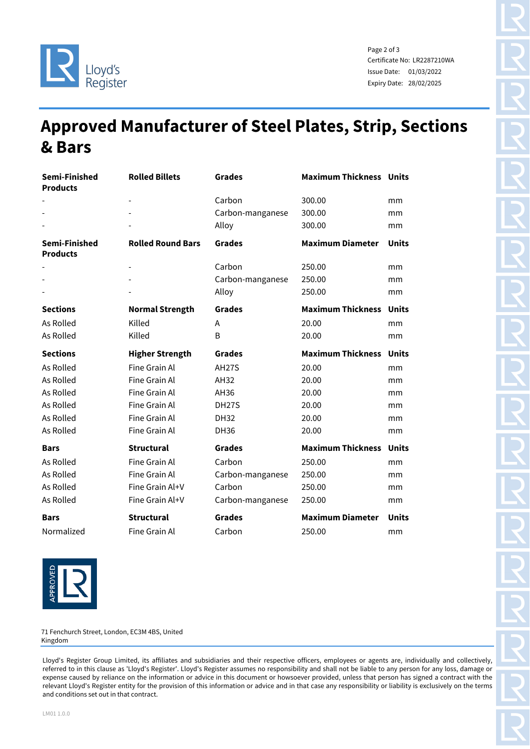Certificate No: LR2287210WA
Issue Date: 01/03/2022
Expiry Date: 28/02/2025

# Approved Manufacturer of Steel Plates, Strip, Sections & Bars

| **Semi-Finished Products** | **Rolled Billets** | **Grades** | **Maximum Thickness** | **Units** |
|---|---|---|---|---|
| - | - | Carbon | 300.00 | mm |
| - | - | Carbon-manganese | 300.00 | mm |
| - | - | Alloy | 300.00 | mm |

| **Semi-Finished Products** | **Rolled Round Bars** | **Grades** | **Maximum Diameter** | **Units** |
|---|---|---|---|---|
| - | - | Carbon | 250.00 | mm |
| - | - | Carbon-manganese | 250.00 | mm |
| - | - | Alloy | 250.00 | mm |

| **Sections** | **Normal Strength** | **Grades** | **Maximum Thickness** | **Units** |
|---|---|---|---|---|
| As Rolled | Killed | A | 20.00 | mm |
| As Rolled | Killed | B | 20.00 | mm |

| **Sections** | **Higher Strength** | **Grades** | **Maximum Thickness** | **Units** |
|---|---|---|---|---|
| As Rolled | Fine Grain Al | AH27S | 20.00 | mm |
| As Rolled | Fine Grain Al | AH32 | 20.00 | mm |
| As Rolled | Fine Grain Al | AH36 | 20.00 | mm |
| As Rolled | Fine Grain Al | DH27S | 20.00 | mm |
| As Rolled | Fine Grain Al | DH32 | 20.00 | mm |
| As Rolled | Fine Grain Al | DH36 | 20.00 | mm |

| **Bars** | **Structural** | **Grades** | **Maximum Thickness** | **Units** |
|---|---|---|---|---|
| As Rolled | Fine Grain Al | Carbon | 250.00 | mm |
| As Rolled | Fine Grain Al | Carbon-manganese | 250.00 | mm |
| As Rolled | Fine Grain Al+V | Carbon | 250.00 | mm |
| As Rolled | Fine Grain Al+V | Carbon-manganese | 250.00 | mm |

| **Bars** | **Structural** | **Grades** | **Maximum Diameter** | **Units** |
|---|---|---|---|---|
| Normalized | Fine Grain Al | Carbon | 250.00 | mm |

71 Fenchurch Street, London, EC3M 4BS, United Kingdom

Lloyd's Register Group Limited, its affiliates and subsidiaries and their respective officers, employees or agents are, individually and collectively, referred to in this clause as 'Lloyd's Register'. Lloyd's Register assumes no responsibility and shall not be liable to any person for any loss, damage or expense caused by reliance on the information or advice in this document or howsoever provided, unless that person has signed a contract with the relevant Lloyd's Register entity for the provision of this information or advice and in that case any responsibility or liability is exclusively on the terms and conditions set out in that contract.

LM01 1.0.0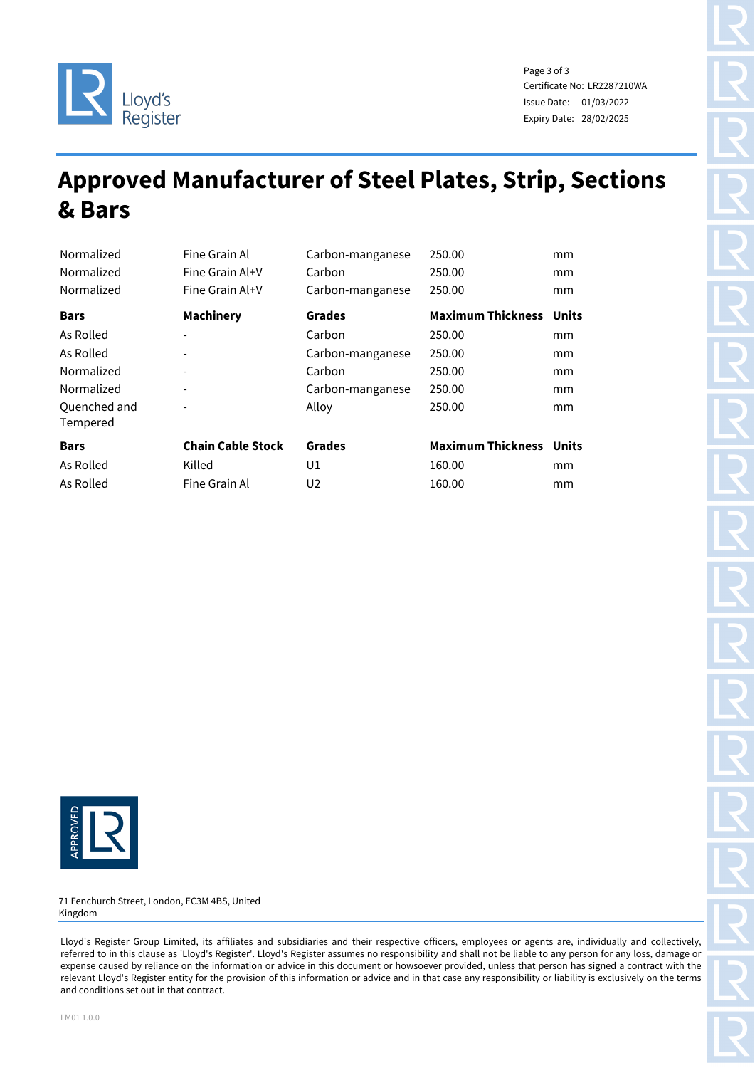# Approved Manufacturer of Steel Plates, Strip, Sections & Bars

| | | | | |
|---|---|---|---|---|
| Normalized | Fine Grain Al | Carbon-manganese | 250.00 | mm |
| Normalized | Fine Grain Al+V | Carbon | 250.00 | mm |
| Normalized | Fine Grain Al+V | Carbon-manganese | 250.00 | mm |

| **Bars** | **Machinery** | **Grades** | **Maximum Thickness** | **Units** |
|---|---|---|---|---|
| As Rolled | - | Carbon | 250.00 | mm |
| As Rolled | - | Carbon-manganese | 250.00 | mm |
| Normalized | - | Carbon | 250.00 | mm |
| Normalized | - | Carbon-manganese | 250.00 | mm |
| Quenched and Tempered | - | Alloy | 250.00 | mm |

| **Bars** | **Chain Cable Stock** | **Grades** | **Maximum Thickness** | **Units** |
|---|---|---|---|---|
| As Rolled | Killed | U1 | 160.00 | mm |
| As Rolled | Fine Grain Al | U2 | 160.00 | mm |

71 Fenchurch Street, London, EC3M 4BS, United Kingdom

Lloyd's Register Group Limited, its affiliates and subsidiaries and their respective officers, employees or agents are, individually and collectively, referred to in this clause as 'Lloyd's Register'. Lloyd's Register assumes no responsibility and shall not be liable to any person for any loss, damage or expense caused by reliance on the information or advice in this document or howsoever provided, unless that person has signed a contract with the relevant Lloyd's Register entity for the provision of this information or advice and in that case any responsibility or liability is exclusively on the terms and conditions set out in that contract.

LM01 1.0.0